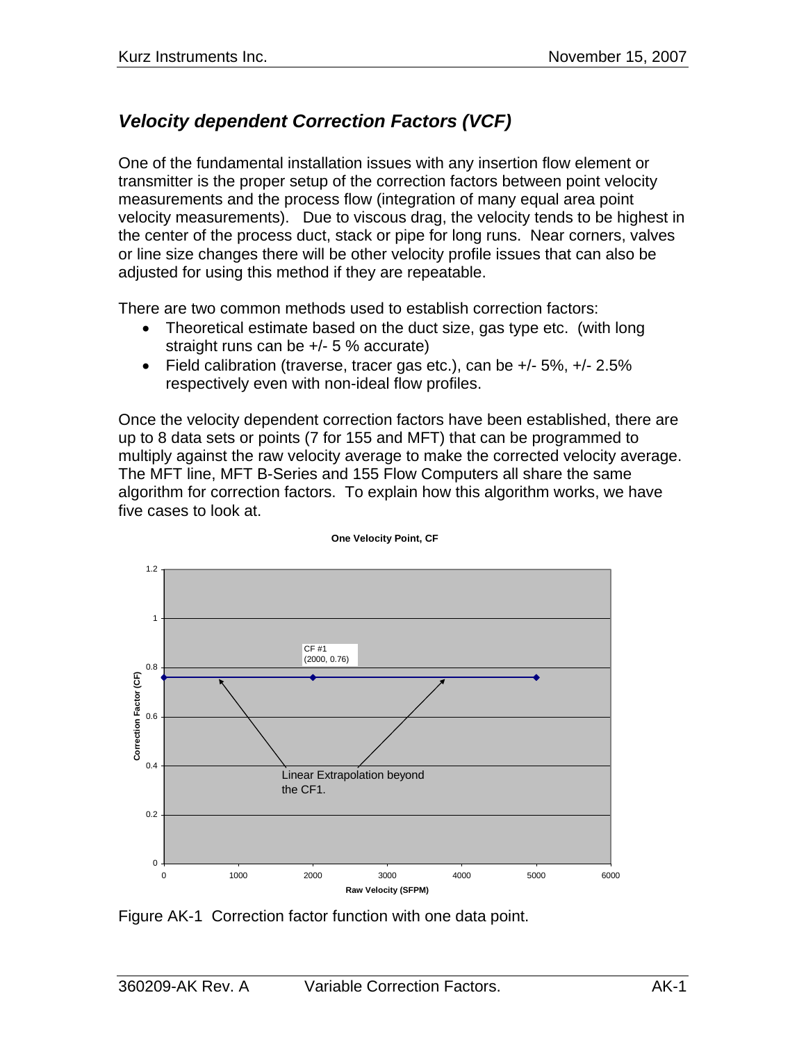## *Velocity dependent Correction Factors (VCF)*

One of the fundamental installation issues with any insertion flow element or transmitter is the proper setup of the correction factors between point velocity measurements and the process flow (integration of many equal area point velocity measurements). Due to viscous drag, the velocity tends to be highest in the center of the process duct, stack or pipe for long runs. Near corners, valves or line size changes there will be other velocity profile issues that can also be adjusted for using this method if they are repeatable.

There are two common methods used to establish correction factors:

- Theoretical estimate based on the duct size, gas type etc. (with long straight runs can be +/- 5 % accurate)
- Field calibration (traverse, tracer gas etc.), can be +/- 5%, +/- 2.5% respectively even with non-ideal flow profiles.

Once the velocity dependent correction factors have been established, there are up to 8 data sets or points (7 for 155 and MFT) that can be programmed to multiply against the raw velocity average to make the corrected velocity average. The MFT line, MFT B-Series and 155 Flow Computers all share the same algorithm for correction factors. To explain how this algorithm works, we have five cases to look at.

**One Velocity Point, CF**

CF #1 (2000, 0.76)

Linear Extrapolation beyond the CF1.

Correction Factor (CF) vs. Raw Velocity (SFPM)

Figure AK-1 Correction factor function with one data point.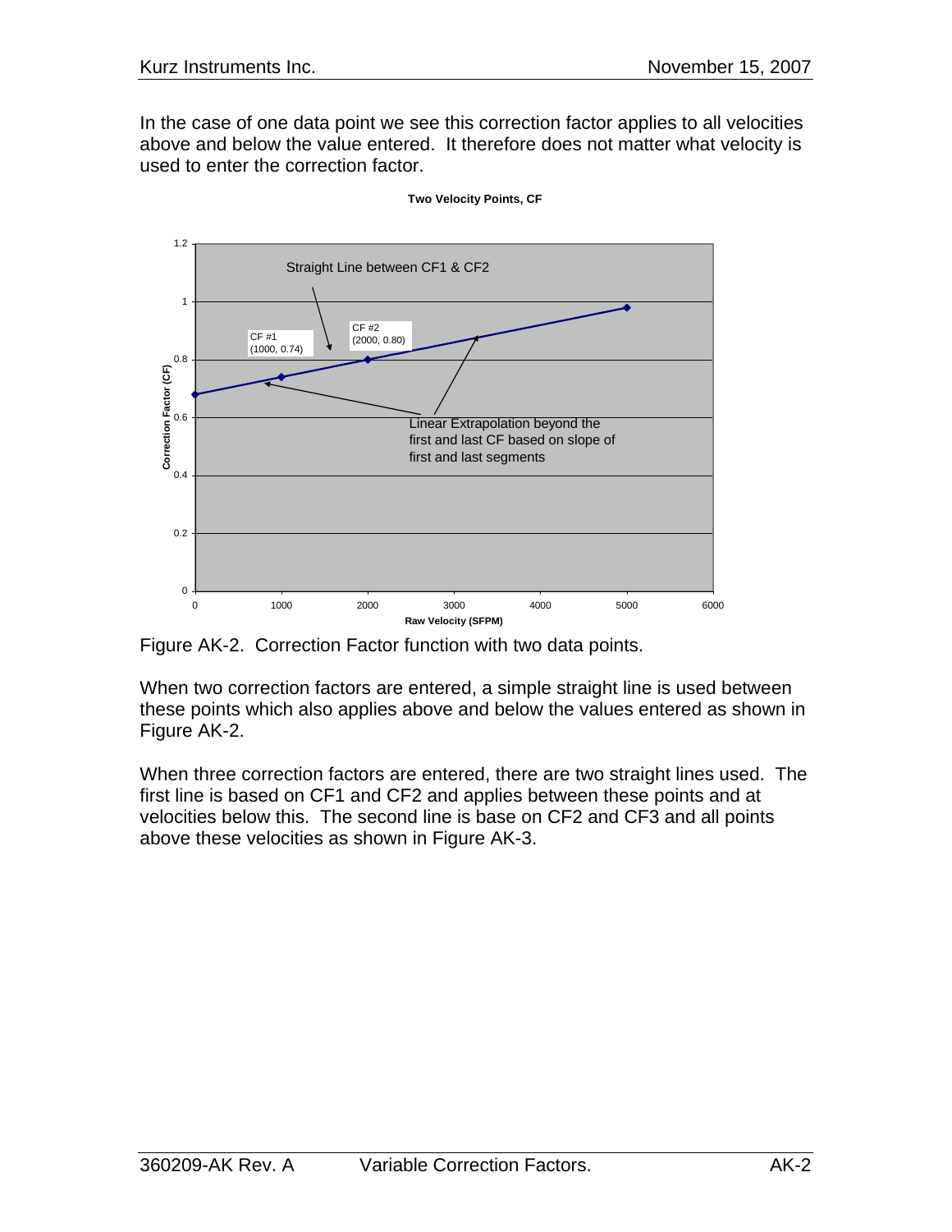In the case of one data point we see this correction factor applies to all velocities above and below the value entered. It therefore does not matter what velocity is used to enter the correction factor.

Figure AK-2. Correction Factor function with two data points.

When two correction factors are entered, a simple straight line is used between these points which also applies above and below the values entered as shown in Figure AK-2.

When three correction factors are entered, there are two straight lines used. The first line is based on CF1 and CF2 and applies between these points and at velocities below this. The second line is base on CF2 and CF3 and all points above these velocities as shown in Figure AK-3.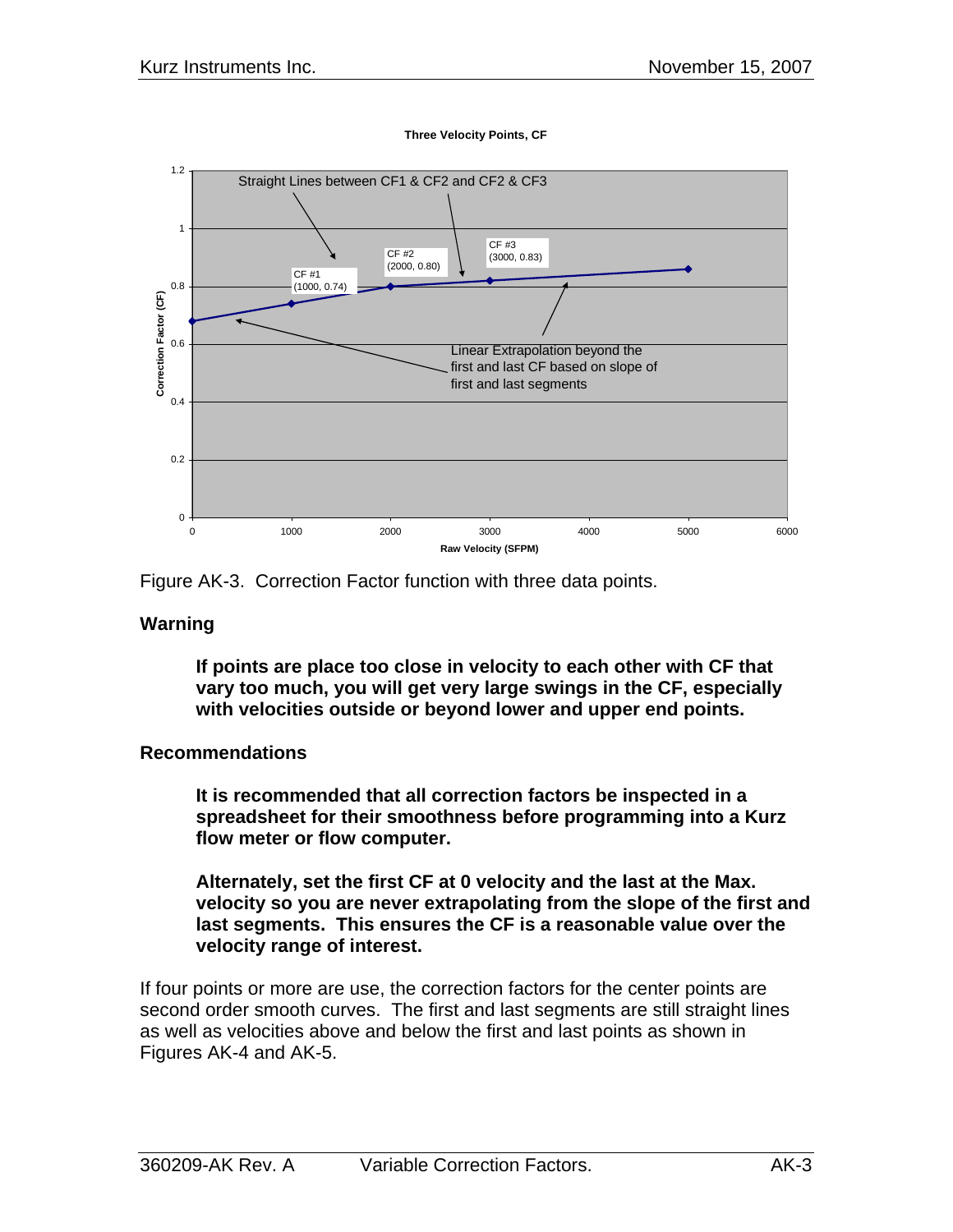Three Velocity Points, CF

Figure AK-3. Correction Factor function with three data points.

### Warning

> **If points are place too close in velocity to each other with CF that vary too much, you will get very large swings in the CF, especially with velocities outside or beyond lower and upper end points.**

### Recommendations

> **It is recommended that all correction factors be inspected in a spreadsheet for their smoothness before programming into a Kurz flow meter or flow computer.**
>
> **Alternately, set the first CF at 0 velocity and the last at the Max. velocity so you are never extrapolating from the slope of the first and last segments. This ensures the CF is a reasonable value over the velocity range of interest.**

If four points or more are use, the correction factors for the center points are second order smooth curves. The first and last segments are still straight lines as well as velocities above and below the first and last points as shown in Figures AK-4 and AK-5.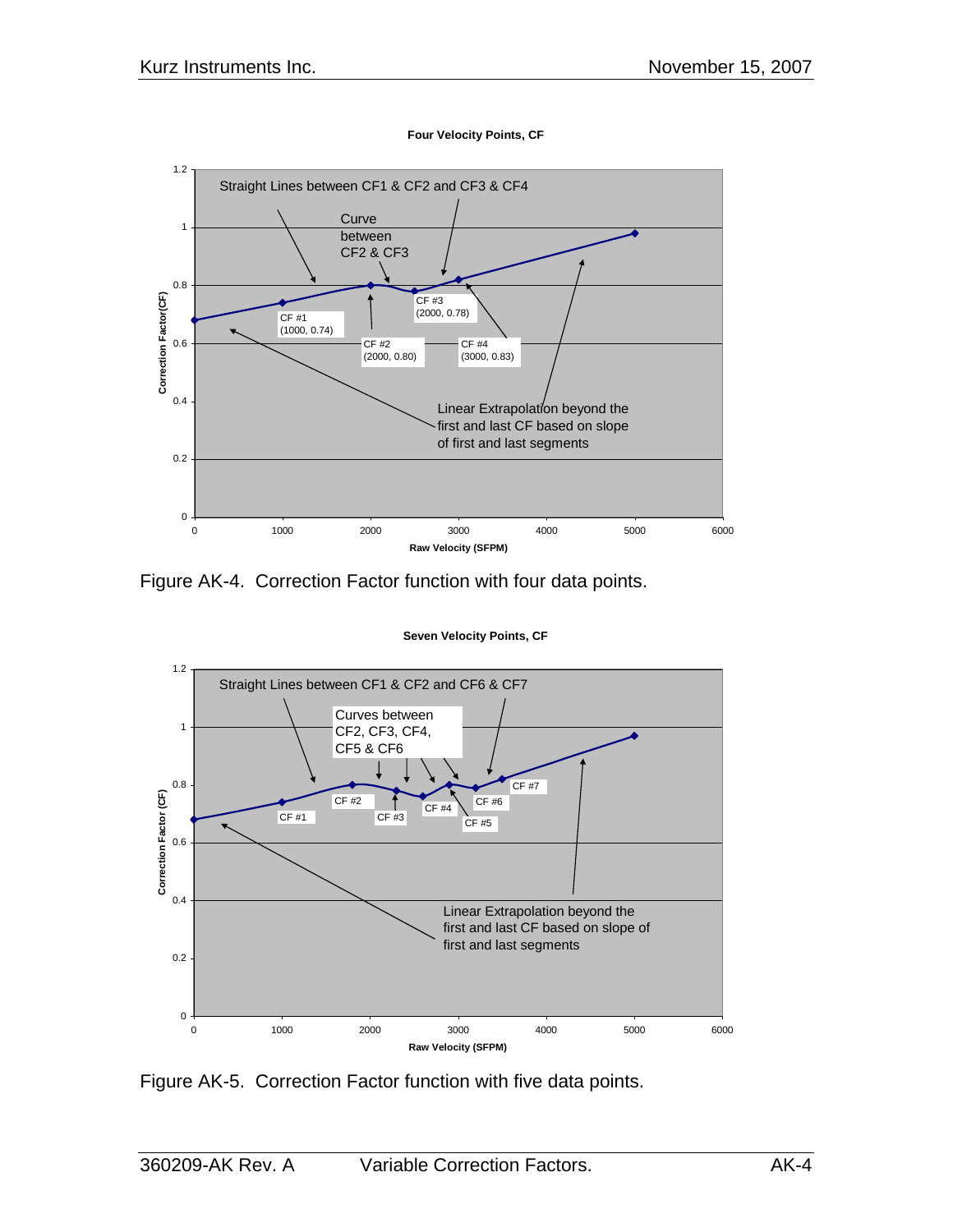**Four Velocity Points, CF**

Straight Lines between CF1 & CF2 and CF3 & CF4

Curve between CF2 & CF3

CF #1 (1000, 0.74)

CF #2 (2000, 0.80)

CF #3 (2000, 0.78)

CF #4 (3000, 0.83)

Linear Extrapolation beyond the first and last CF based on slope of first and last segments

Correction Factor(CF)

Raw Velocity (SFPM)

Figure AK-4. Correction Factor function with four data points.

**Seven Velocity Points, CF**

Straight Lines between CF1 & CF2 and CF6 & CF7

Curves between CF2, CF3, CF4, CF5 & CF6

CF #1, CF #2, CF #3, CF #4, CF #5, CF #6, CF #7

Linear Extrapolation beyond the first and last CF based on slope of first and last segments

Correction Factor (CF)

Raw Velocity (SFPM)

Figure AK-5. Correction Factor function with five data points.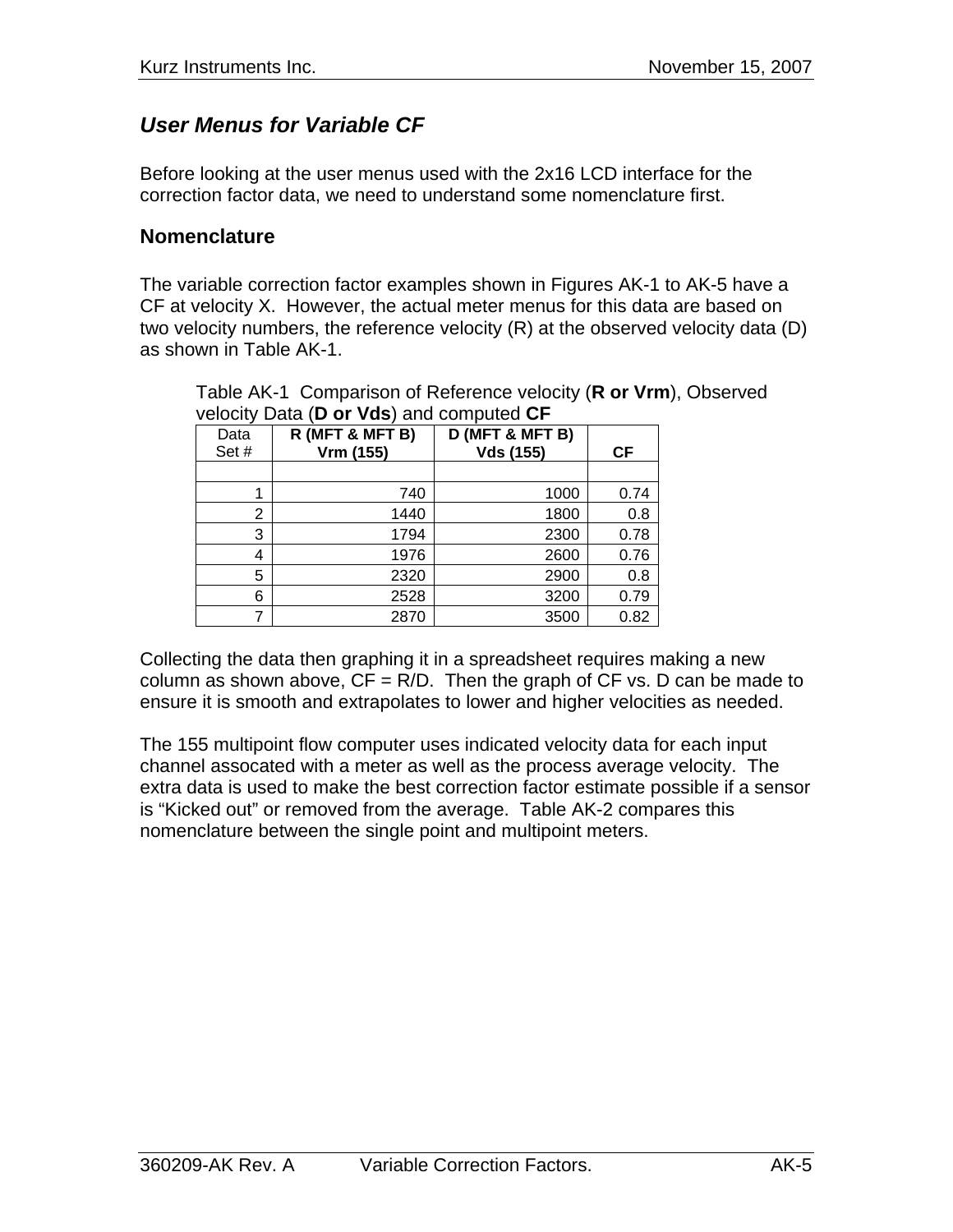## *User Menus for Variable CF*

Before looking at the user menus used with the 2x16 LCD interface for the correction factor data, we need to understand some nomenclature first.

### Nomenclature

The variable correction factor examples shown in Figures AK-1 to AK-5 have a CF at velocity X. However, the actual meter menus for this data are based on two velocity numbers, the reference velocity (R) at the observed velocity data (D) as shown in Table AK-1.

Table AK-1 Comparison of Reference velocity (**R or Vrm**), Observed velocity Data (**D or Vds**) and computed **CF**

| Data Set # | **R (MFT & MFT B) Vrm (155)** | **D (MFT & MFT B) Vds (155)** | **CF** |
|---|---|---|---|
| | | | |
| 1 | 740 | 1000 | 0.74 |
| 2 | 1440 | 1800 | 0.8 |
| 3 | 1794 | 2300 | 0.78 |
| 4 | 1976 | 2600 | 0.76 |
| 5 | 2320 | 2900 | 0.8 |
| 6 | 2528 | 3200 | 0.79 |
| 7 | 2870 | 3500 | 0.82 |

Collecting the data then graphing it in a spreadsheet requires making a new column as shown above, CF = R/D. Then the graph of CF vs. D can be made to ensure it is smooth and extrapolates to lower and higher velocities as needed.

The 155 multipoint flow computer uses indicated velocity data for each input channel assocated with a meter as well as the process average velocity. The extra data is used to make the best correction factor estimate possible if a sensor is "Kicked out" or removed from the average. Table AK-2 compares this nomenclature between the single point and multipoint meters.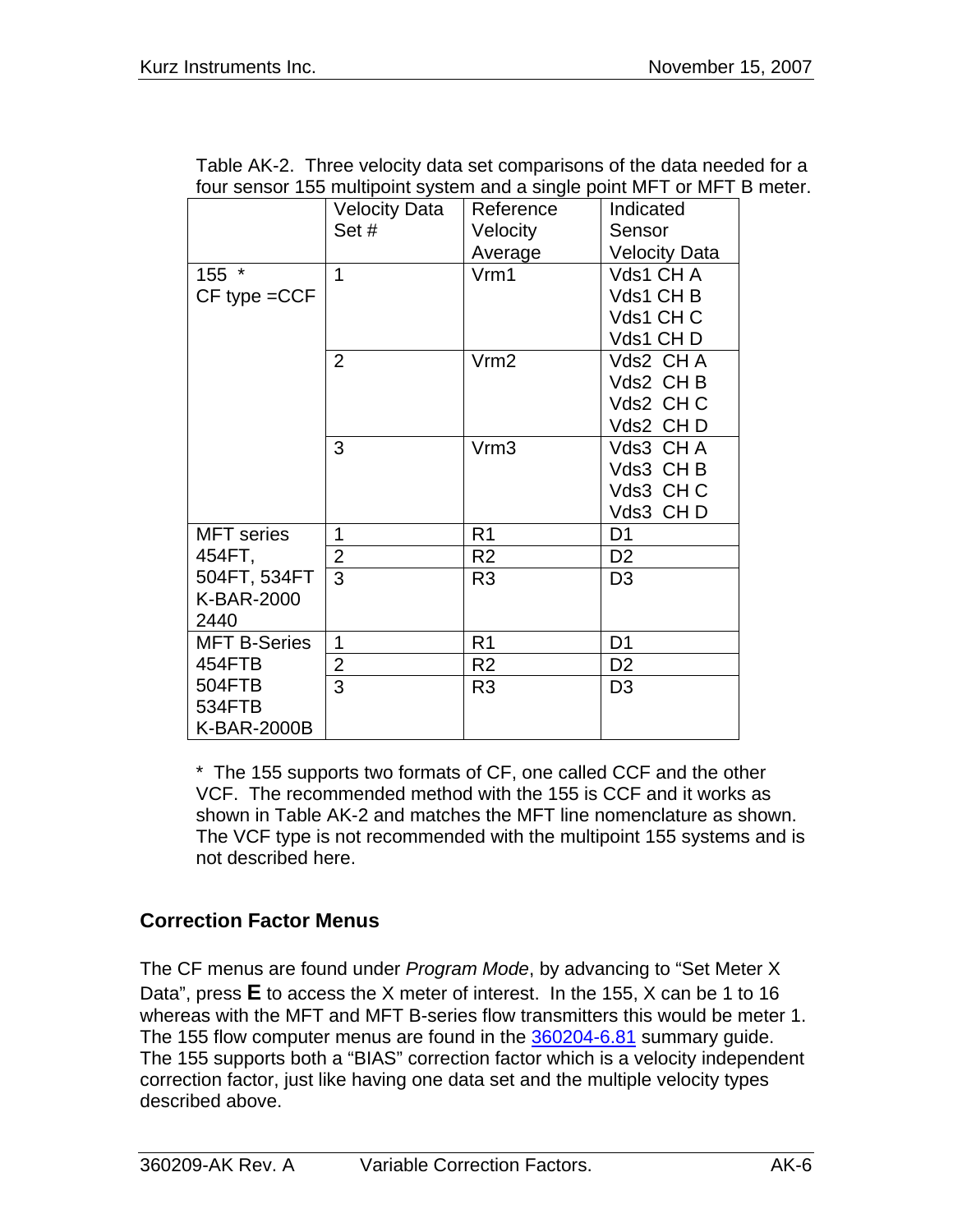Table AK-2. Three velocity data set comparisons of the data needed for a four sensor 155 multipoint system and a single point MFT or MFT B meter.

| | Velocity Data Set # | Reference Velocity Average | Indicated Sensor Velocity Data |
|---|---|---|---|
| 155 *<br>CF type =CCF | 1 | Vrm1 | Vds1 CH A<br>Vds1 CH B<br>Vds1 CH C<br>Vds1 CH D |
| | 2 | Vrm2 | Vds2 CH A<br>Vds2 CH B<br>Vds2 CH C<br>Vds2 CH D |
| | 3 | Vrm3 | Vds3 CH A<br>Vds3 CH B<br>Vds3 CH C<br>Vds3 CH D |
| MFT series<br>454FT,<br>504FT, 534FT<br>K-BAR-2000<br>2440 | 1 | R1 | D1 |
| | 2 | R2 | D2 |
| | 3 | R3 | D3 |
| MFT B-Series<br>454FTB<br>504FTB<br>534FTB<br>K-BAR-2000B | 1 | R1 | D1 |
| | 2 | R2 | D2 |
| | 3 | R3 | D3 |

* The 155 supports two formats of CF, one called CCF and the other VCF. The recommended method with the 155 is CCF and it works as shown in Table AK-2 and matches the MFT line nomenclature as shown. The VCF type is not recommended with the multipoint 155 systems and is not described here.

## Correction Factor Menus

The CF menus are found under *Program Mode*, by advancing to "Set Meter X Data", press **E** to access the X meter of interest. In the 155, X can be 1 to 16 whereas with the MFT and MFT B-series flow transmitters this would be meter 1. The 155 flow computer menus are found in the 360204-6.81 summary guide. The 155 supports both a "BIAS" correction factor which is a velocity independent correction factor, just like having one data set and the multiple velocity types described above.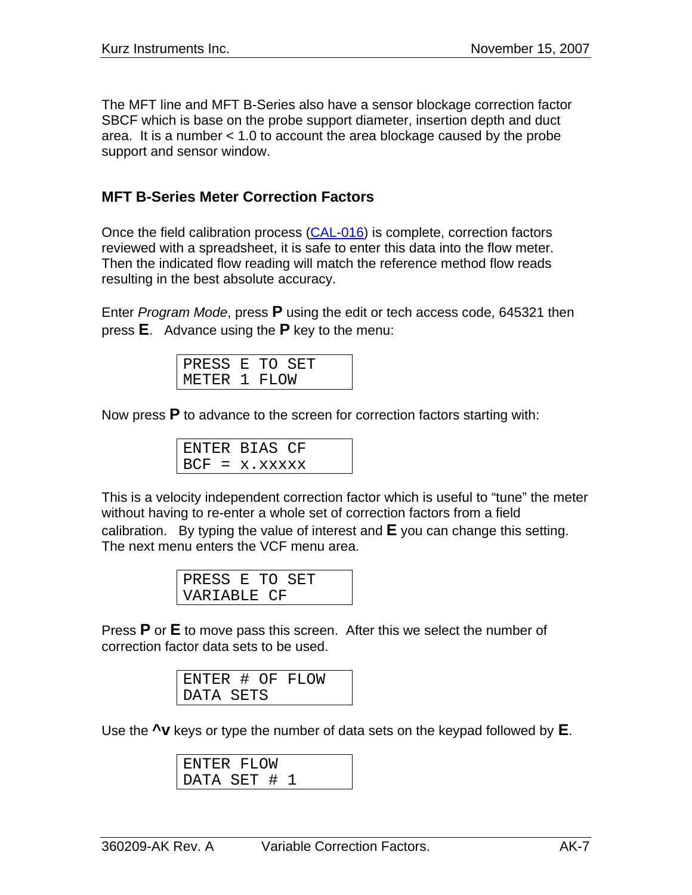The MFT line and MFT B-Series also have a sensor blockage correction factor SBCF which is base on the probe support diameter, insertion depth and duct area. It is a number < 1.0 to account the area blockage caused by the probe support and sensor window.

### MFT B-Series Meter Correction Factors

Once the field calibration process (CAL-016) is complete, correction factors reviewed with a spreadsheet, it is safe to enter this data into the flow meter. Then the indicated flow reading will match the reference method flow reads resulting in the best absolute accuracy.

Enter *Program Mode*, press **P** using the edit or tech access code, 645321 then press **E**. Advance using the **P** key to the menu:

```
PRESS E TO SET
METER 1 FLOW
```

Now press **P** to advance to the screen for correction factors starting with:

```
ENTER BIAS CF
BCF = x.xxxxx
```

This is a velocity independent correction factor which is useful to "tune" the meter without having to re-enter a whole set of correction factors from a field calibration. By typing the value of interest and **E** you can change this setting. The next menu enters the VCF menu area.

```
PRESS E TO SET
VARIABLE CF
```

Press **P** or **E** to move pass this screen. After this we select the number of correction factor data sets to be used.

```
ENTER # OF FLOW
DATA SETS
```

Use the **^v** keys or type the number of data sets on the keypad followed by **E**.

```
ENTER FLOW
DATA SET # 1
```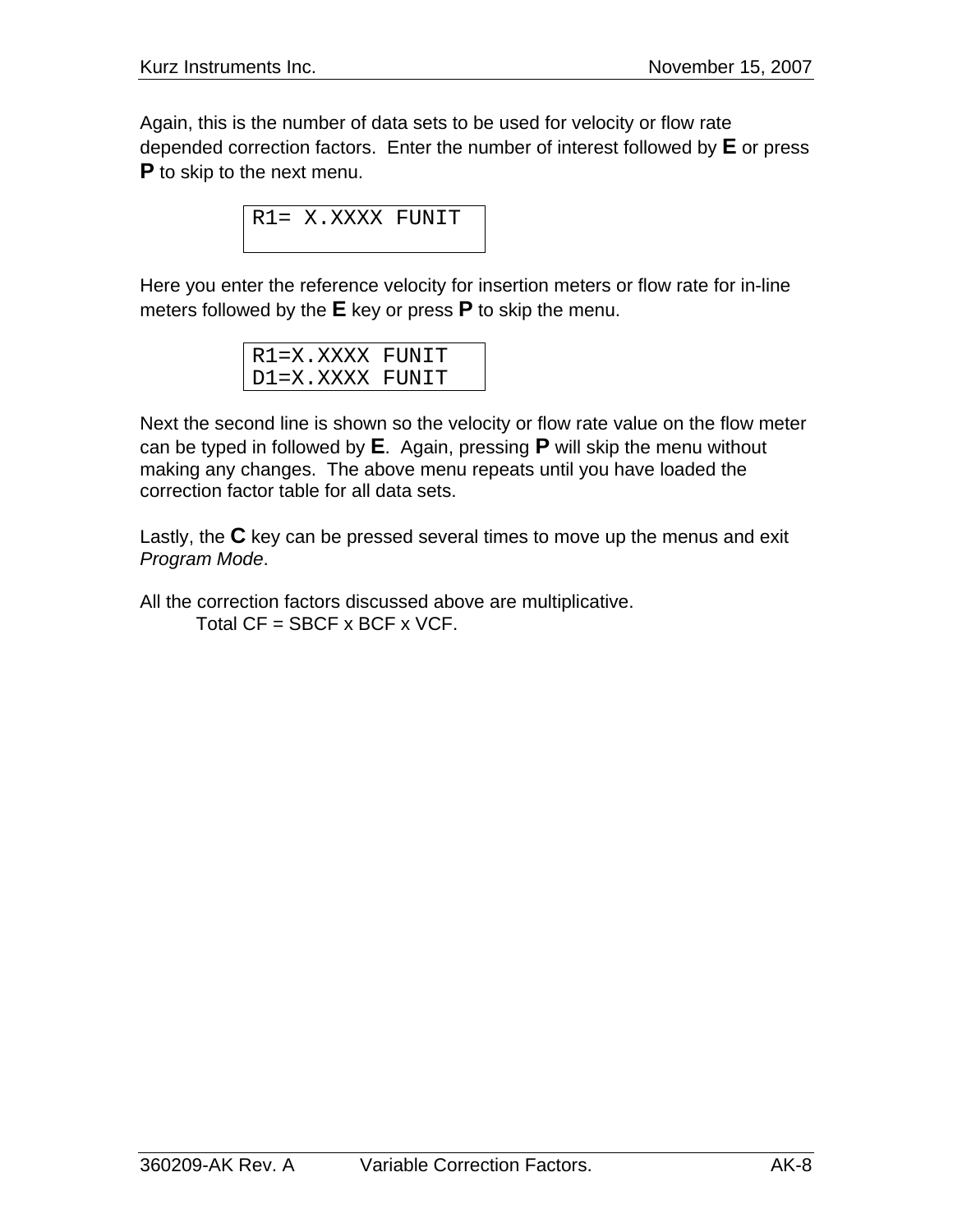Again, this is the number of data sets to be used for velocity or flow rate depended correction factors.  Enter the number of interest followed by **E** or press **P** to skip to the next menu.

```
R1= X.XXXX FUNIT
```

Here you enter the reference velocity for insertion meters or flow rate for in-line meters followed by the **E** key or press **P** to skip the menu.

```
R1=X.XXXX FUNIT
D1=X.XXXX FUNIT
```

Next the second line is shown so the velocity or flow rate value on the flow meter can be typed in followed by **E**.  Again, pressing **P** will skip the menu without making any changes.  The above menu repeats until you have loaded the correction factor table for all data sets.

Lastly, the **C** key can be pressed several times to move up the menus and exit *Program Mode*.

All the correction factors discussed above are multiplicative.

Total CF = SBCF x BCF x VCF.